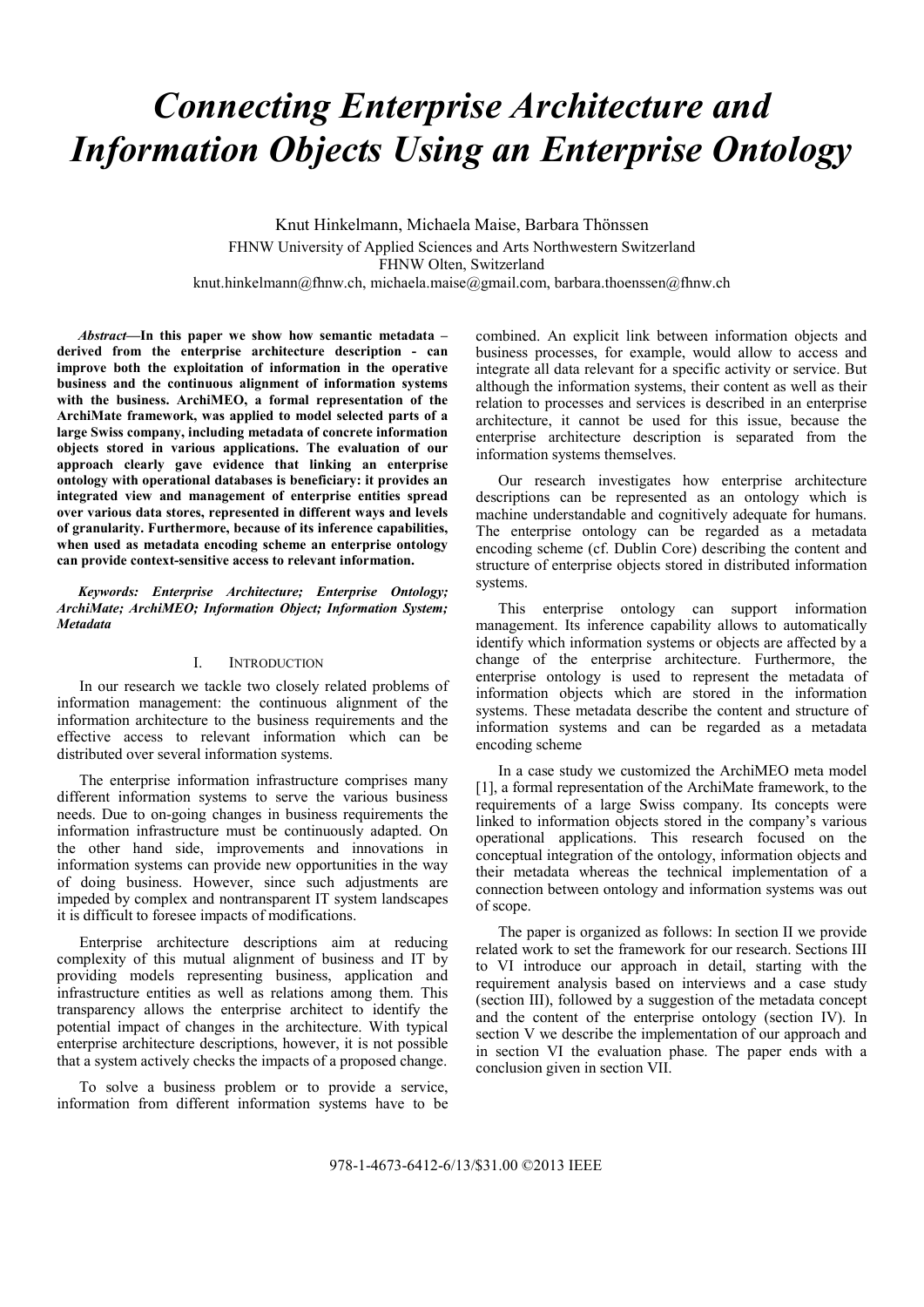# *Connecting Enterprise Architecture and Information Objects Using an Enterprise Ontology*

Knut Hinkelmann, Michaela Maise, Barbara Thönssen
FHNW University of Applied Sciences and Arts Northwestern Switzerland
FHNW Olten, Switzerland
knut.hinkelmann@fhnw.ch, michaela.maise@gmail.com, barbara.thoenssen@fhnw.ch

***Abstract*—In this paper we show how semantic metadata – derived from the enterprise architecture description - can improve both the exploitation of information in the operative business and the continuous alignment of information systems with the business. ArchiMEO, a formal representation of the ArchiMate framework, was applied to model selected parts of a large Swiss company, including metadata of concrete information objects stored in various applications. The evaluation of our approach clearly gave evidence that linking an enterprise ontology with operational databases is beneficiary: it provides an integrated view and management of enterprise entities spread over various data stores, represented in different ways and levels of granularity. Furthermore, because of its inference capabilities, when used as metadata encoding scheme an enterprise ontology can provide context-sensitive access to relevant information.**

***Keywords: Enterprise Architecture; Enterprise Ontology; ArchiMate; ArchiMEO; Information Object; Information System; Metadata***

## I. Introduction

In our research we tackle two closely related problems of information management: the continuous alignment of the information architecture to the business requirements and the effective access to relevant information which can be distributed over several information systems.

The enterprise information infrastructure comprises many different information systems to serve the various business needs. Due to on-going changes in business requirements the information infrastructure must be continuously adapted. On the other hand side, improvements and innovations in information systems can provide new opportunities in the way of doing business. However, since such adjustments are impeded by complex and nontransparent IT system landscapes it is difficult to foresee impacts of modifications.

Enterprise architecture descriptions aim at reducing complexity of this mutual alignment of business and IT by providing models representing business, application and infrastructure entities as well as relations among them. This transparency allows the enterprise architect to identify the potential impact of changes in the architecture. With typical enterprise architecture descriptions, however, it is not possible that a system actively checks the impacts of a proposed change.

To solve a business problem or to provide a service, information from different information systems have to be combined. An explicit link between information objects and business processes, for example, would allow to access and integrate all data relevant for a specific activity or service. But although the information systems, their content as well as their relation to processes and services is described in an enterprise architecture, it cannot be used for this issue, because the enterprise architecture description is separated from the information systems themselves.

Our research investigates how enterprise architecture descriptions can be represented as an ontology which is machine understandable and cognitively adequate for humans. The enterprise ontology can be regarded as a metadata encoding scheme (cf. Dublin Core) describing the content and structure of enterprise objects stored in distributed information systems.

This enterprise ontology can support information management. Its inference capability allows to automatically identify which information systems or objects are affected by a change of the enterprise architecture. Furthermore, the enterprise ontology is used to represent the metadata of information objects which are stored in the information systems. These metadata describe the content and structure of information systems and can be regarded as a metadata encoding scheme

In a case study we customized the ArchiMEO meta model [1], a formal representation of the ArchiMate framework, to the requirements of a large Swiss company. Its concepts were linked to information objects stored in the company's various operational applications. This research focused on the conceptual integration of the ontology, information objects and their metadata whereas the technical implementation of a connection between ontology and information systems was out of scope.

The paper is organized as follows: In section II we provide related work to set the framework for our research. Sections III to VI introduce our approach in detail, starting with the requirement analysis based on interviews and a case study (section III), followed by a suggestion of the metadata concept and the content of the enterprise ontology (section IV). In section V we describe the implementation of our approach and in section VI the evaluation phase. The paper ends with a conclusion given in section VII.

978-1-4673-6412-6/13/$31.00 ©2013 IEEE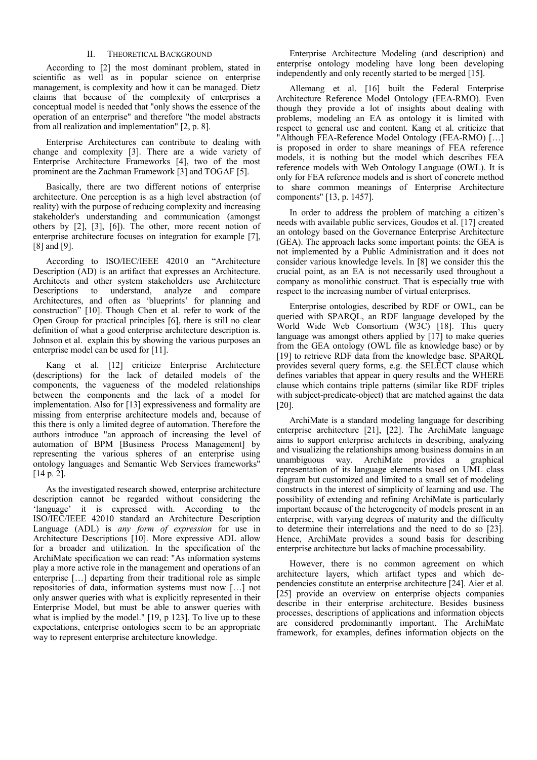## II. Theoretical Background

According to [2] the most dominant problem, stated in scientific as well as in popular science on enterprise management, is complexity and how it can be managed. Dietz claims that because of the complexity of enterprises a conceptual model is needed that "only shows the essence of the operation of an enterprise" and therefore "the model abstracts from all realization and implementation" [2, p. 8].

Enterprise Architectures can contribute to dealing with change and complexity [3]. There are a wide variety of Enterprise Architecture Frameworks [4], two of the most prominent are the Zachman Framework [3] and TOGAF [5].

Basically, there are two different notions of enterprise architecture. One perception is as a high level abstraction (of reality) with the purpose of reducing complexity and increasing stakeholder's understanding and communication (amongst others by [2], [3], [6]). The other, more recent notion of enterprise architecture focuses on integration for example [7], [8] and [9].

According to ISO/IEC/IEEE 42010 an "Architecture Description (AD) is an artifact that expresses an Architecture. Architects and other system stakeholders use Architecture Descriptions to understand, analyze and compare Architectures, and often as 'blueprints' for planning and construction" [10]. Though Chen et al. refer to work of the Open Group for practical principles [6], there is still no clear definition of what a good enterprise architecture description is. Johnson et al. explain this by showing the various purposes an enterprise model can be used for [11].

Kang et al. [12] criticize Enterprise Architecture (descriptions) for the lack of detailed models of the components, the vagueness of the modeled relationships between the components and the lack of a model for implementation. Also for [13] expressiveness and formality are missing from enterprise architecture models and, because of this there is only a limited degree of automation. Therefore the authors introduce "an approach of increasing the level of automation of BPM [Business Process Management] by representing the various spheres of an enterprise using ontology languages and Semantic Web Services frameworks" [14 p. 2].

As the investigated research showed, enterprise architecture description cannot be regarded without considering the 'language' it is expressed with. According to the ISO/IEC/IEEE 42010 standard an Architecture Description Language (ADL) is *any form of expression* for use in Architecture Descriptions [10]. More expressive ADL allow for a broader and utilization. In the specification of the ArchiMate specification we can read: "As information systems play a more active role in the management and operations of an enterprise […] departing from their traditional role as simple repositories of data, information systems must now […] not only answer queries with what is explicitly represented in their Enterprise Model, but must be able to answer queries with what is implied by the model." [19, p 123]. To live up to these expectations, enterprise ontologies seem to be an appropriate way to represent enterprise architecture knowledge.

Enterprise Architecture Modeling (and description) and enterprise ontology modeling have long been developing independently and only recently started to be merged [15].

Allemang et al. [16] built the Federal Enterprise Architecture Reference Model Ontology (FEA-RMO). Even though they provide a lot of insights about dealing with problems, modeling an EA as ontology it is limited with respect to general use and content. Kang et al. criticize that "Although FEA-Reference Model Ontology (FEA-RMO) […] is proposed in order to share meanings of FEA reference models, it is nothing but the model which describes FEA reference models with Web Ontology Language (OWL). It is only for FEA reference models and is short of concrete method to share common meanings of Enterprise Architecture components" [13, p. 1457].

In order to address the problem of matching a citizen's needs with available public services, Goudos et al. [17] created an ontology based on the Governance Enterprise Architecture (GEA). The approach lacks some important points: the GEA is not implemented by a Public Administration and it does not consider various knowledge levels. In [8] we consider this the crucial point, as an EA is not necessarily used throughout a company as monolithic construct. That is especially true with respect to the increasing number of virtual enterprises.

Enterprise ontologies, described by RDF or OWL, can be queried with SPARQL, an RDF language developed by the World Wide Web Consortium (W3C) [18]. This query language was amongst others applied by [17] to make queries from the GEA ontology (OWL file as knowledge base) or by [19] to retrieve RDF data from the knowledge base. SPARQL provides several query forms, e.g. the SELECT clause which defines variables that appear in query results and the WHERE clause which contains triple patterns (similar like RDF triples with subject-predicate-object) that are matched against the data [20].

ArchiMate is a standard modeling language for describing enterprise architecture [21], [22]. The ArchiMate language aims to support enterprise architects in describing, analyzing and visualizing the relationships among business domains in an unambiguous way. ArchiMate provides a graphical representation of its language elements based on UML class diagram but customized and limited to a small set of modeling constructs in the interest of simplicity of learning and use. The possibility of extending and refining ArchiMate is particularly important because of the heterogeneity of models present in an enterprise, with varying degrees of maturity and the difficulty to determine their interrelations and the need to do so [23]. Hence, ArchiMate provides a sound basis for describing enterprise architecture but lacks of machine processability.

However, there is no common agreement on which architecture layers, which artifact types and which dependencies constitute an enterprise architecture [24]. Aier et al. [25] provide an overview on enterprise objects companies describe in their enterprise architecture. Besides business processes, descriptions of applications and information objects are considered predominantly important. The ArchiMate framework, for examples, defines information objects on the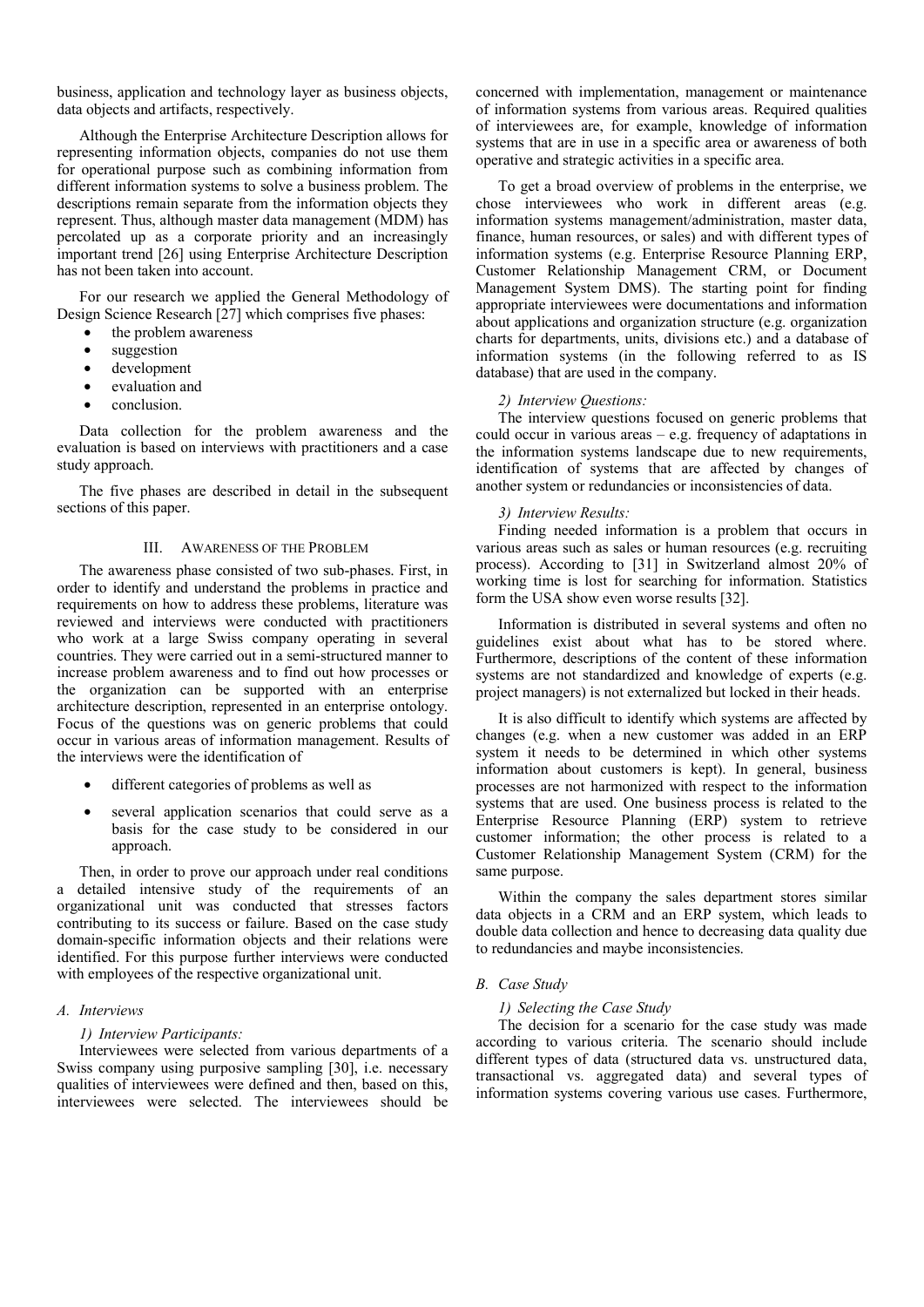business, application and technology layer as business objects, data objects and artifacts, respectively.

Although the Enterprise Architecture Description allows for representing information objects, companies do not use them for operational purpose such as combining information from different information systems to solve a business problem. The descriptions remain separate from the information objects they represent. Thus, although master data management (MDM) has percolated up as a corporate priority and an increasingly important trend [26] using Enterprise Architecture Description has not been taken into account.

For our research we applied the General Methodology of Design Science Research [27] which comprises five phases:

- the problem awareness
- suggestion
- development
- evaluation and
- conclusion.

Data collection for the problem awareness and the evaluation is based on interviews with practitioners and a case study approach.

The five phases are described in detail in the subsequent sections of this paper.

## III. Awareness of the Problem

The awareness phase consisted of two sub-phases. First, in order to identify and understand the problems in practice and requirements on how to address these problems, literature was reviewed and interviews were conducted with practitioners who work at a large Swiss company operating in several countries. They were carried out in a semi-structured manner to increase problem awareness and to find out how processes or the organization can be supported with an enterprise architecture description, represented in an enterprise ontology. Focus of the questions was on generic problems that could occur in various areas of information management. Results of the interviews were the identification of

- different categories of problems as well as
- several application scenarios that could serve as a basis for the case study to be considered in our approach.

Then, in order to prove our approach under real conditions a detailed intensive study of the requirements of an organizational unit was conducted that stresses factors contributing to its success or failure. Based on the case study domain-specific information objects and their relations were identified. For this purpose further interviews were conducted with employees of the respective organizational unit.

### A. Interviews

#### 1) Interview Participants:

Interviewees were selected from various departments of a Swiss company using purposive sampling [30], i.e. necessary qualities of interviewees were defined and then, based on this, interviewees were selected. The interviewees should be concerned with implementation, management or maintenance of information systems from various areas. Required qualities of interviewees are, for example, knowledge of information systems that are in use in a specific area or awareness of both operative and strategic activities in a specific area.

To get a broad overview of problems in the enterprise, we chose interviewees who work in different areas (e.g. information systems management/administration, master data, finance, human resources, or sales) and with different types of information systems (e.g. Enterprise Resource Planning ERP, Customer Relationship Management CRM, or Document Management System DMS). The starting point for finding appropriate interviewees were documentations and information about applications and organization structure (e.g. organization charts for departments, units, divisions etc.) and a database of information systems (in the following referred to as IS database) that are used in the company.

#### 2) Interview Questions:

The interview questions focused on generic problems that could occur in various areas – e.g. frequency of adaptations in the information systems landscape due to new requirements, identification of systems that are affected by changes of another system or redundancies or inconsistencies of data.

#### 3) Interview Results:

Finding needed information is a problem that occurs in various areas such as sales or human resources (e.g. recruiting process). According to [31] in Switzerland almost 20% of working time is lost for searching for information. Statistics form the USA show even worse results [32].

Information is distributed in several systems and often no guidelines exist about what has to be stored where. Furthermore, descriptions of the content of these information systems are not standardized and knowledge of experts (e.g. project managers) is not externalized but locked in their heads.

It is also difficult to identify which systems are affected by changes (e.g. when a new customer was added in an ERP system it needs to be determined in which other systems information about customers is kept). In general, business processes are not harmonized with respect to the information systems that are used. One business process is related to the Enterprise Resource Planning (ERP) system to retrieve customer information; the other process is related to a Customer Relationship Management System (CRM) for the same purpose.

Within the company the sales department stores similar data objects in a CRM and an ERP system, which leads to double data collection and hence to decreasing data quality due to redundancies and maybe inconsistencies.

### B. Case Study

#### 1) Selecting the Case Study

The decision for a scenario for the case study was made according to various criteria. The scenario should include different types of data (structured data vs. unstructured data, transactional vs. aggregated data) and several types of information systems covering various use cases. Furthermore,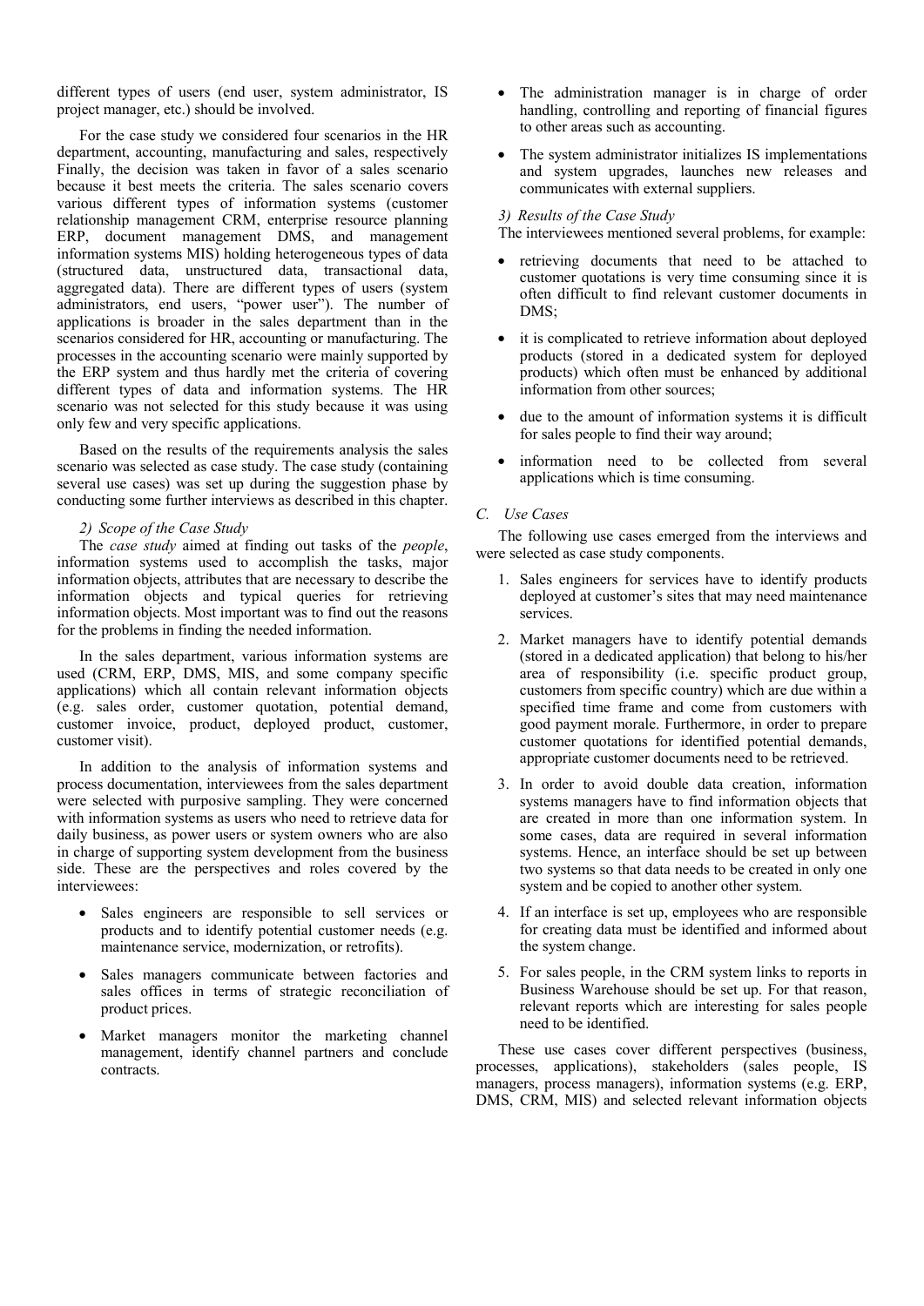different types of users (end user, system administrator, IS project manager, etc.) should be involved.

For the case study we considered four scenarios in the HR department, accounting, manufacturing and sales, respectively Finally, the decision was taken in favor of a sales scenario because it best meets the criteria. The sales scenario covers various different types of information systems (customer relationship management CRM, enterprise resource planning ERP, document management DMS, and management information systems MIS) holding heterogeneous types of data (structured data, unstructured data, transactional data, aggregated data). There are different types of users (system administrators, end users, "power user"). The number of applications is broader in the sales department than in the scenarios considered for HR, accounting or manufacturing. The processes in the accounting scenario were mainly supported by the ERP system and thus hardly met the criteria of covering different types of data and information systems. The HR scenario was not selected for this study because it was using only few and very specific applications.

Based on the results of the requirements analysis the sales scenario was selected as case study. The case study (containing several use cases) was set up during the suggestion phase by conducting some further interviews as described in this chapter.

#### 2) Scope of the Case Study

The *case study* aimed at finding out tasks of the *people*, information systems used to accomplish the tasks, major information objects, attributes that are necessary to describe the information objects and typical queries for retrieving information objects. Most important was to find out the reasons for the problems in finding the needed information.

In the sales department, various information systems are used (CRM, ERP, DMS, MIS, and some company specific applications) which all contain relevant information objects (e.g. sales order, customer quotation, potential demand, customer invoice, product, deployed product, customer, customer visit).

In addition to the analysis of information systems and process documentation, interviewees from the sales department were selected with purposive sampling. They were concerned with information systems as users who need to retrieve data for daily business, as power users or system owners who are also in charge of supporting system development from the business side. These are the perspectives and roles covered by the interviewees:

- Sales engineers are responsible to sell services or products and to identify potential customer needs (e.g. maintenance service, modernization, or retrofits).
- Sales managers communicate between factories and sales offices in terms of strategic reconciliation of product prices.
- Market managers monitor the marketing channel management, identify channel partners and conclude contracts.
- The administration manager is in charge of order handling, controlling and reporting of financial figures to other areas such as accounting.
- The system administrator initializes IS implementations and system upgrades, launches new releases and communicates with external suppliers.

#### 3) Results of the Case Study

The interviewees mentioned several problems, for example:

- retrieving documents that need to be attached to customer quotations is very time consuming since it is often difficult to find relevant customer documents in DMS;
- it is complicated to retrieve information about deployed products (stored in a dedicated system for deployed products) which often must be enhanced by additional information from other sources;
- due to the amount of information systems it is difficult for sales people to find their way around;
- information need to be collected from several applications which is time consuming.

### C. Use Cases

The following use cases emerged from the interviews and were selected as case study components.

1. Sales engineers for services have to identify products deployed at customer's sites that may need maintenance services.
2. Market managers have to identify potential demands (stored in a dedicated application) that belong to his/her area of responsibility (i.e. specific product group, customers from specific country) which are due within a specified time frame and come from customers with good payment morale. Furthermore, in order to prepare customer quotations for identified potential demands, appropriate customer documents need to be retrieved.
3. In order to avoid double data creation, information systems managers have to find information objects that are created in more than one information system. In some cases, data are required in several information systems. Hence, an interface should be set up between two systems so that data needs to be created in only one system and be copied to another other system.
4. If an interface is set up, employees who are responsible for creating data must be identified and informed about the system change.
5. For sales people, in the CRM system links to reports in Business Warehouse should be set up. For that reason, relevant reports which are interesting for sales people need to be identified.

These use cases cover different perspectives (business, processes, applications), stakeholders (sales people, IS managers, process managers), information systems (e.g. ERP, DMS, CRM, MIS) and selected relevant information objects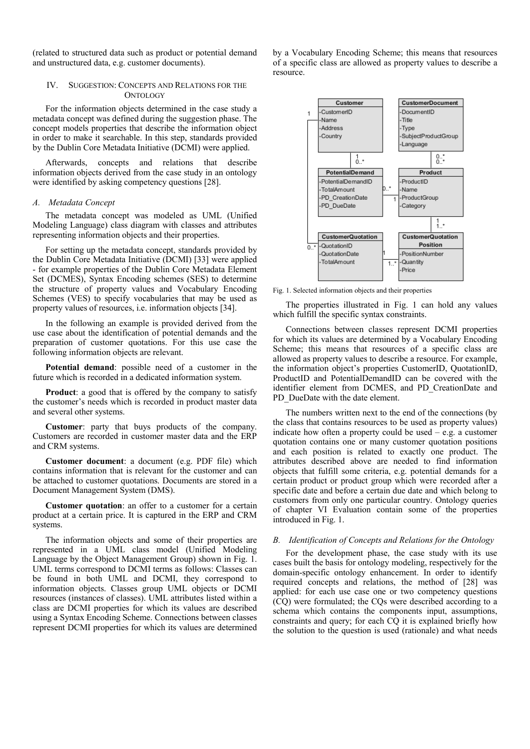(related to structured data such as product or potential demand and unstructured data, e.g. customer documents).

## IV. Suggestion: Concepts and Relations for the Ontology

For the information objects determined in the case study a metadata concept was defined during the suggestion phase. The concept models properties that describe the information object in order to make it searchable. In this step, standards provided by the Dublin Core Metadata Initiative (DCMI) were applied.

Afterwards, concepts and relations that describe information objects derived from the case study in an ontology were identified by asking competency questions [28].

### *A. Metadata Concept*

The metadata concept was modeled as UML (Unified Modeling Language) class diagram with classes and attributes representing information objects and their properties.

For setting up the metadata concept, standards provided by the Dublin Core Metadata Initiative (DCMI) [33] were applied - for example properties of the Dublin Core Metadata Element Set (DCMES), Syntax Encoding schemes (SES) to determine the structure of property values and Vocabulary Encoding Schemes (VES) to specify vocabularies that may be used as property values of resources, i.e. information objects [34].

In the following an example is provided derived from the use case about the identification of potential demands and the preparation of customer quotations. For this use case the following information objects are relevant.

**Potential demand**: possible need of a customer in the future which is recorded in a dedicated information system.

**Product**: a good that is offered by the company to satisfy the customer's needs which is recorded in product master data and several other systems.

**Customer**: party that buys products of the company. Customers are recorded in customer master data and the ERP and CRM systems.

**Customer document**: a document (e.g. PDF file) which contains information that is relevant for the customer and can be attached to customer quotations. Documents are stored in a Document Management System (DMS).

**Customer quotation**: an offer to a customer for a certain product at a certain price. It is captured in the ERP and CRM systems.

The information objects and some of their properties are represented in a UML class model (Unified Modeling Language by the Object Management Group) shown in Fig. 1. UML terms correspond to DCMI terms as follows: Classes can be found in both UML and DCMI, they correspond to information objects. Classes group UML objects or DCMI resources (instances of classes). UML attributes listed within a class are DCMI properties for which its values are described using a Syntax Encoding Scheme. Connections between classes represent DCMI properties for which its values are determined by a Vocabulary Encoding Scheme; this means that resources of a specific class are allowed as property values to describe a resource.

Fig. 1. Selected information objects and their properties

The properties illustrated in Fig. 1 can hold any values which fulfill the specific syntax constraints.

Connections between classes represent DCMI properties for which its values are determined by a Vocabulary Encoding Scheme; this means that resources of a specific class are allowed as property values to describe a resource. For example, the information object's properties CustomerID, QuotationID, ProductID and PotentialDemandID can be covered with the identifier element from DCMES, and PD_CreationDate and PD_DueDate with the date element.

The numbers written next to the end of the connections (by the class that contains resources to be used as property values) indicate how often a property could be used – e.g. a customer quotation contains one or many customer quotation positions and each position is related to exactly one product. The attributes described above are needed to find information objects that fulfill some criteria, e.g. potential demands for a certain product or product group which were recorded after a specific date and before a certain due date and which belong to customers from only one particular country. Ontology queries of chapter VI Evaluation contain some of the properties introduced in Fig. 1.

### *B. Identification of Concepts and Relations for the Ontology*

For the development phase, the case study with its use cases built the basis for ontology modeling, respectively for the domain-specific ontology enhancement. In order to identify required concepts and relations, the method of [28] was applied: for each use case one or two competency questions (CQ) were formulated; the CQs were described according to a schema which contains the components input, assumptions, constraints and query; for each CQ it is explained briefly how the solution to the question is used (rationale) and what needs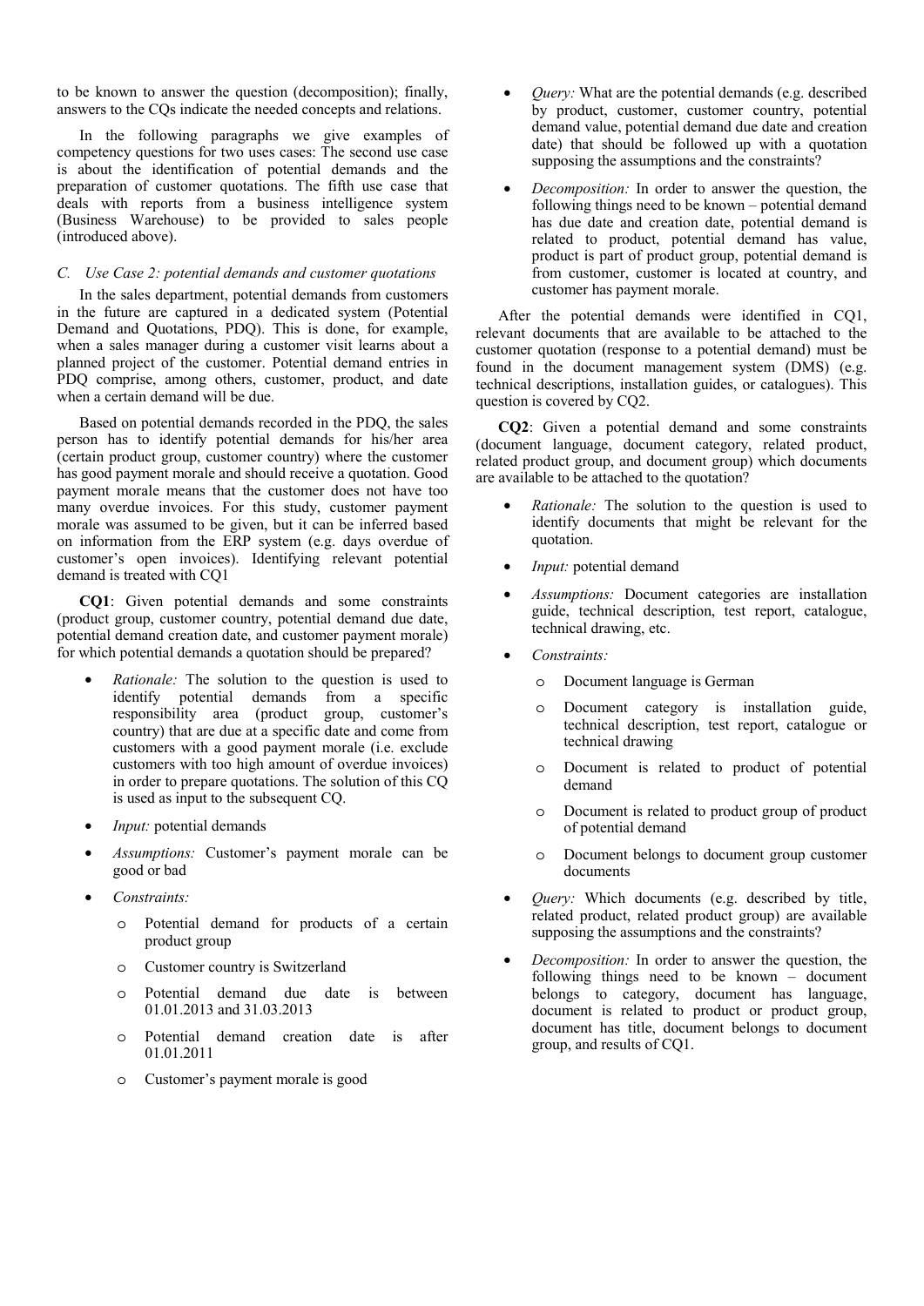to be known to answer the question (decomposition); finally, answers to the CQs indicate the needed concepts and relations.

In the following paragraphs we give examples of competency questions for two uses cases: The second use case is about the identification of potential demands and the preparation of customer quotations. The fifth use case that deals with reports from a business intelligence system (Business Warehouse) to be provided to sales people (introduced above).

### C. Use Case 2: potential demands and customer quotations

In the sales department, potential demands from customers in the future are captured in a dedicated system (Potential Demand and Quotations, PDQ). This is done, for example, when a sales manager during a customer visit learns about a planned project of the customer. Potential demand entries in PDQ comprise, among others, customer, product, and date when a certain demand will be due.

Based on potential demands recorded in the PDQ, the sales person has to identify potential demands for his/her area (certain product group, customer country) where the customer has good payment morale and should receive a quotation. Good payment morale means that the customer does not have too many overdue invoices. For this study, customer payment morale was assumed to be given, but it can be inferred based on information from the ERP system (e.g. days overdue of customer's open invoices). Identifying relevant potential demand is treated with CQ1

**CQ1**: Given potential demands and some constraints (product group, customer country, potential demand due date, potential demand creation date, and customer payment morale) for which potential demands a quotation should be prepared?

- *Rationale:* The solution to the question is used to identify potential demands from a specific responsibility area (product group, customer's country) that are due at a specific date and come from customers with a good payment morale (i.e. exclude customers with too high amount of overdue invoices) in order to prepare quotations. The solution of this CQ is used as input to the subsequent CQ.
- *Input:* potential demands
- *Assumptions:* Customer's payment morale can be good or bad
- *Constraints:*
  - Potential demand for products of a certain product group
  - Customer country is Switzerland
  - Potential demand due date is between 01.01.2013 and 31.03.2013
  - Potential demand creation date is after 01.01.2011
  - Customer's payment morale is good
- *Query:* What are the potential demands (e.g. described by product, customer, customer country, potential demand value, potential demand due date and creation date) that should be followed up with a quotation supposing the assumptions and the constraints?
- *Decomposition:* In order to answer the question, the following things need to be known – potential demand has due date and creation date, potential demand is related to product, potential demand has value, product is part of product group, potential demand is from customer, customer is located at country, and customer has payment morale.

After the potential demands were identified in CQ1, relevant documents that are available to be attached to the customer quotation (response to a potential demand) must be found in the document management system (DMS) (e.g. technical descriptions, installation guides, or catalogues). This question is covered by CQ2.

**CQ2**: Given a potential demand and some constraints (document language, document category, related product, related product group, and document group) which documents are available to be attached to the quotation?

- *Rationale:* The solution to the question is used to identify documents that might be relevant for the quotation.
- *Input:* potential demand
- *Assumptions:* Document categories are installation guide, technical description, test report, catalogue, technical drawing, etc.
- *Constraints:*
  - Document language is German
  - Document category is installation guide, technical description, test report, catalogue or technical drawing
  - Document is related to product of potential demand
  - Document is related to product group of product of potential demand
  - Document belongs to document group customer documents
- *Query:* Which documents (e.g. described by title, related product, related product group) are available supposing the assumptions and the constraints?
- *Decomposition:* In order to answer the question, the following things need to be known – document belongs to category, document has language, document is related to product or product group, document has title, document belongs to document group, and results of CQ1.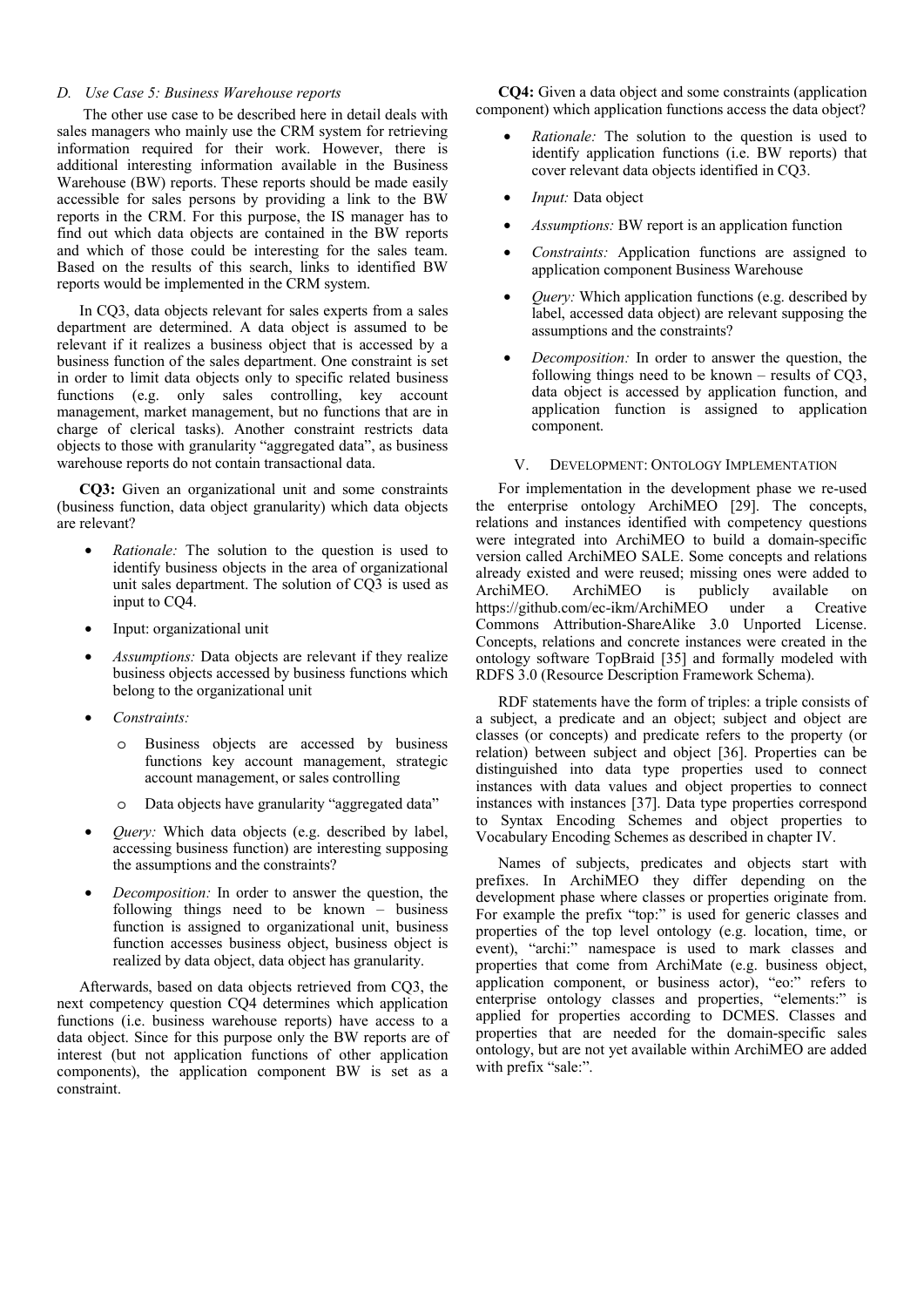### D. Use Case 5: Business Warehouse reports

The other use case to be described here in detail deals with sales managers who mainly use the CRM system for retrieving information required for their work. However, there is additional interesting information available in the Business Warehouse (BW) reports. These reports should be made easily accessible for sales persons by providing a link to the BW reports in the CRM. For this purpose, the IS manager has to find out which data objects are contained in the BW reports and which of those could be interesting for the sales team. Based on the results of this search, links to identified BW reports would be implemented in the CRM system.

In CQ3, data objects relevant for sales experts from a sales department are determined. A data object is assumed to be relevant if it realizes a business object that is accessed by a business function of the sales department. One constraint is set in order to limit data objects only to specific related business functions (e.g. only sales controlling, key account management, market management, but no functions that are in charge of clerical tasks). Another constraint restricts data objects to those with granularity "aggregated data", as business warehouse reports do not contain transactional data.

**CQ3:** Given an organizational unit and some constraints (business function, data object granularity) which data objects are relevant?

- *Rationale:* The solution to the question is used to identify business objects in the area of organizational unit sales department. The solution of CQ3 is used as input to CQ4.
- Input: organizational unit
- *Assumptions:* Data objects are relevant if they realize business objects accessed by business functions which belong to the organizational unit
- *Constraints:*
    - Business objects are accessed by business functions key account management, strategic account management, or sales controlling
    - Data objects have granularity "aggregated data"
- *Query:* Which data objects (e.g. described by label, accessing business function) are interesting supposing the assumptions and the constraints?
- *Decomposition:* In order to answer the question, the following things need to be known – business function is assigned to organizational unit, business function accesses business object, business object is realized by data object, data object has granularity.

Afterwards, based on data objects retrieved from CQ3, the next competency question CQ4 determines which application functions (i.e. business warehouse reports) have access to a data object. Since for this purpose only the BW reports are of interest (but not application functions of other application components), the application component BW is set as a constraint.

**CQ4:** Given a data object and some constraints (application component) which application functions access the data object?

- *Rationale:* The solution to the question is used to identify application functions (i.e. BW reports) that cover relevant data objects identified in CQ3.
- *Input:* Data object
- *Assumptions:* BW report is an application function
- *Constraints:* Application functions are assigned to application component Business Warehouse
- *Query:* Which application functions (e.g. described by label, accessed data object) are relevant supposing the assumptions and the constraints?
- *Decomposition:* In order to answer the question, the following things need to be known – results of CQ3, data object is accessed by application function, and application function is assigned to application component.

## V. Development: Ontology Implementation

For implementation in the development phase we re-used the enterprise ontology ArchiMEO [29]. The concepts, relations and instances identified with competency questions were integrated into ArchiMEO to build a domain-specific version called ArchiMEO SALE. Some concepts and relations already existed and were reused; missing ones were added to ArchiMEO. ArchiMEO is publicly available on https://github.com/ec-ikm/ArchiMEO under a Creative Commons Attribution-ShareAlike 3.0 Unported License. Concepts, relations and concrete instances were created in the ontology software TopBraid [35] and formally modeled with RDFS 3.0 (Resource Description Framework Schema).

RDF statements have the form of triples: a triple consists of a subject, a predicate and an object; subject and object are classes (or concepts) and predicate refers to the property (or relation) between subject and object [36]. Properties can be distinguished into data type properties used to connect instances with data values and object properties to connect instances with instances [37]. Data type properties correspond to Syntax Encoding Schemes and object properties to Vocabulary Encoding Schemes as described in chapter IV.

Names of subjects, predicates and objects start with prefixes. In ArchiMEO they differ depending on the development phase where classes or properties originate from. For example the prefix "top:" is used for generic classes and properties of the top level ontology (e.g. location, time, or event), "archi:" namespace is used to mark classes and properties that come from ArchiMate (e.g. business object, application component, or business actor), "eo:" refers to enterprise ontology classes and properties, "elements:" is applied for properties according to DCMES. Classes and properties that are needed for the domain-specific sales ontology, but are not yet available within ArchiMEO are added with prefix "sale:".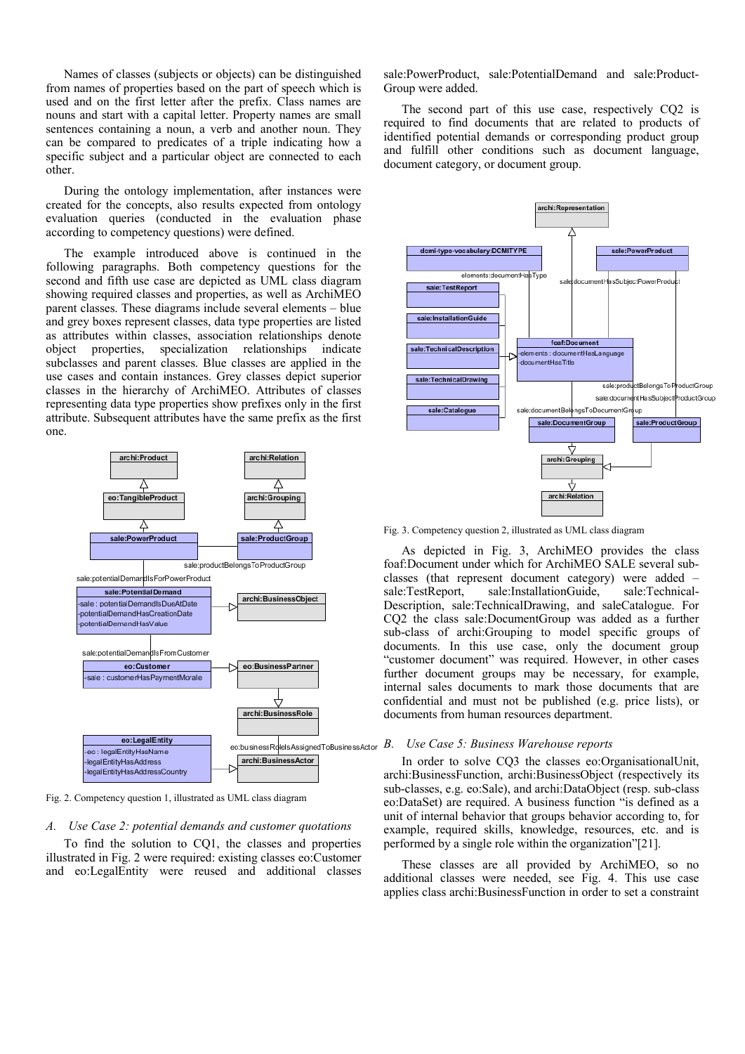Names of classes (subjects or objects) can be distinguished from names of properties based on the part of speech which is used and on the first letter after the prefix. Class names are nouns and start with a capital letter. Property names are small sentences containing a noun, a verb and another noun. They can be compared to predicates of a triple indicating how a specific subject and a particular object are connected to each other.

During the ontology implementation, after instances were created for the concepts, also results expected from ontology evaluation queries (conducted in the evaluation phase according to competency questions) were defined.

The example introduced above is continued in the following paragraphs. Both competency questions for the second and fifth use case are depicted as UML class diagram showing required classes and properties, as well as ArchiMEO parent classes. These diagrams include several elements – blue and grey boxes represent classes, data type properties are listed as attributes within classes, association relationships denote object properties, specialization relationships indicate subclasses and parent classes. Blue classes are applied in the use cases and contain instances. Grey classes depict superior classes in the hierarchy of ArchiMEO. Attributes of classes representing data type properties show prefixes only in the first attribute. Subsequent attributes have the same prefix as the first one.

Fig. 2. Competency question 1, illustrated as UML class diagram

### A. Use Case 2: potential demands and customer quotations

To find the solution to CQ1, the classes and properties illustrated in Fig. 2 were required: existing classes eo:Customer and eo:LegalEntity were reused and additional classes sale:PowerProduct, sale:PotentialDemand and sale:ProductGroup were added.

The second part of this use case, respectively CQ2 is required to find documents that are related to products of identified potential demands or corresponding product group and fulfill other conditions such as document language, document category, or document group.

Fig. 3. Competency question 2, illustrated as UML class diagram

As depicted in Fig. 3, ArchiMEO provides the class foaf:Document under which for ArchiMEO SALE several sub-classes (that represent document category) were added – sale:TestReport, sale:InstallationGuide, sale:TechnicalDescription, sale:TechnicalDrawing, and saleCatalogue. For CQ2 the class sale:DocumentGroup was added as a further sub-class of archi:Grouping to model specific groups of documents. In this use case, only the document group "customer document" was required. However, in other cases further document groups may be necessary, for example, internal sales documents to mark those documents that are confidential and must not be published (e.g. price lists), or documents from human resources department.

### B. Use Case 5: Business Warehouse reports

In order to solve CQ3 the classes eo:OrganisationalUnit, archi:BusinessFunction, archi:BusinessObject (respectively its sub-classes, e.g. eo:Sale), and archi:DataObject (resp. sub-class eo:DataSet) are required. A business function "is defined as a unit of internal behavior that groups behavior according to, for example, required skills, knowledge, resources, etc. and is performed by a single role within the organization"[21].

These classes are all provided by ArchiMEO, so no additional classes were needed, see Fig. 4. This use case applies class archi:BusinessFunction in order to set a constraint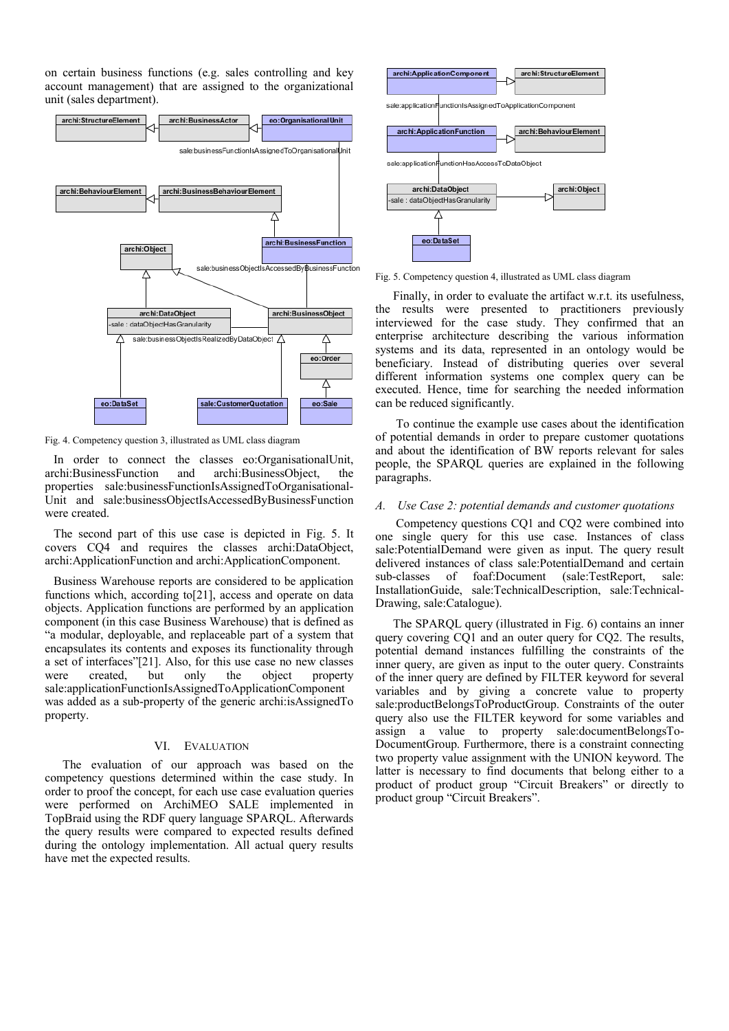on certain business functions (e.g. sales controlling and key account management) that are assigned to the organizational unit (sales department).

Fig. 4. Competency question 3, illustrated as UML class diagram

In order to connect the classes eo:OrganisationalUnit, archi:BusinessFunction and archi:BusinessObject, the properties sale:businessFunctionIsAssignedToOrganisational-Unit and sale:businessObjectIsAccessedByBusinessFunction were created.

The second part of this use case is depicted in Fig. 5. It covers CQ4 and requires the classes archi:DataObject, archi:ApplicationFunction and archi:ApplicationComponent.

Business Warehouse reports are considered to be application functions which, according to[21], access and operate on data objects. Application functions are performed by an application component (in this case Business Warehouse) that is defined as "a modular, deployable, and replaceable part of a system that encapsulates its contents and exposes its functionality through a set of interfaces"[21]. Also, for this use case no new classes were created, but only the object property sale:applicationFunctionIsAssignedToApplicationComponent was added as a sub-property of the generic archi:isAssignedTo property.

## VI. EVALUATION

The evaluation of our approach was based on the competency questions determined within the case study. In order to proof the concept, for each use case evaluation queries were performed on ArchiMEO SALE implemented in TopBraid using the RDF query language SPARQL. Afterwards the query results were compared to expected results defined during the ontology implementation. All actual query results have met the expected results.

Fig. 5. Competency question 4, illustrated as UML class diagram

Finally, in order to evaluate the artifact w.r.t. its usefulness, the results were presented to practitioners previously interviewed for the case study. They confirmed that an enterprise architecture describing the various information systems and its data, represented in an ontology would be beneficiary. Instead of distributing queries over several different information systems one complex query can be executed. Hence, time for searching the needed information can be reduced significantly.

To continue the example use cases about the identification of potential demands in order to prepare customer quotations and about the identification of BW reports relevant for sales people, the SPARQL queries are explained in the following paragraphs.

### *A. Use Case 2: potential demands and customer quotations*

Competency questions CQ1 and CQ2 were combined into one single query for this use case. Instances of class sale:PotentialDemand were given as input. The query result delivered instances of class sale:PotentialDemand and certain sub-classes of foaf:Document (sale:TestReport, sale: InstallationGuide, sale:TechnicalDescription, sale:Technical-Drawing, sale:Catalogue).

The SPARQL query (illustrated in Fig. 6) contains an inner query covering CQ1 and an outer query for CQ2. The results, potential demand instances fulfilling the constraints of the inner query, are given as input to the outer query. Constraints of the inner query are defined by FILTER keyword for several variables and by giving a concrete value to property sale:productBelongsToProductGroup. Constraints of the outer query also use the FILTER keyword for some variables and assign a value to property sale:documentBelongsTo-DocumentGroup. Furthermore, there is a constraint connecting two property value assignment with the UNION keyword. The latter is necessary to find documents that belong either to a product of product group "Circuit Breakers" or directly to product group "Circuit Breakers".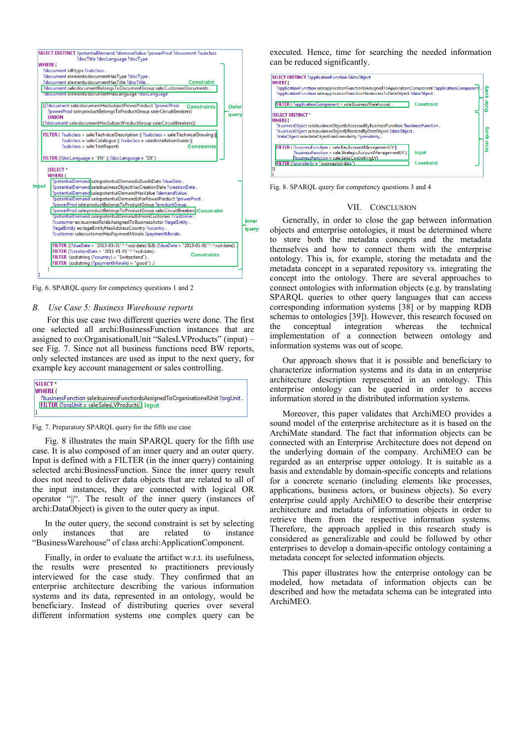```
SELECT DISTINCT ?potentialDemand ?demandValue ?powerProd ?document ?subclass
        ?docTitle ?docLanguage ?docType
WHERE {
  ?document rdf:type ?subclass .
  ?document elements:documentHasType ?docType .
  ?document elements:documentHasTitle ?docTitle .                         Constraint
  ?document sale:documentBelongsToDocumentGroup sale:CustomerDocuments .
  ?document elements:documentHasLanguage ?docLanguage .

  {{?document sale:documentHasSubjectPowerProduct ?powerProd.           Constraints   Outer
    ?powerProd sale:productBelongsToProductGroup sale:CircuitBreakers}                 query
   UNION
  {?document sale:documentHasSubjectProductGroup sale:CircuitBreakers}}

  FILTER ( ?subclass = sale:TechnicalDescription || ?subclass = sale:TechnicalDrawing ||
           ?subclass = sale:Catalogue || ?subclass = sale:InstallationGuide ||
           ?subclass = sale:TestReport)                                   Constraints

  FILTER (?docLanguage = "EN" || ?docLanguage = "DE")

  {SELECT *
   WHERE {
Input ?potentialDemand sale:potentialDemandIsDueAtDate ?dueDate .
      ?potentialDemand sale:businessObjectHasCreationDate ?creationDate .
      ?potentialDemand sale:potentialDemandHasValue ?demandValue .
      ?potentialDemand sale:potentialDemandIsForPowerProduct ?powerProd .
      ?powerProd sale:productBelongsToProductGroup ?productGroup .
      ?powerProd sale:productBelongsToProductGroup sale:CircuitBreakers .Constraint
      ?potentialDemand sale:potentialDemandIsFromCustomer ?customer .          Inner
      ?customer eo:businessRoleIsAssignedToBusinessActor ?legalEntity .        query
      ?legalEntity eo:legalEntityHasAddressCountry ?country .
      ?customer sale:customerHasPaymentMorale ?paymentMorale .

      FILTER ((?dueDate < "2013-03-31"^^xsd:date) && (?dueDate > "2013-01-01"^^xsd:date)) .
      FILTER (?creationDate > "2011-01-01"^^xsd:date) .
      FILTER (xsd:string (?country) = "Switzerland") .                    Constraints
      FILTER (xsd:string (?paymentMorale) = "good") .}
   }
}
```

Fig. 6. SPARQL query for competency questions 1 and 2

### B. *Use Case 5: Business Warehouse reports*

For this use case two different queries were done. The first one selected all archi:BusinessFunction instances that are assigned to eo:OrganisationalUnit "SalesLVProducts" (input) – see Fig. 7. Since not all business functions need BW reports, only selected instances are used as input to the next query, for example key account management or sales controlling.

```
SELECT *
WHERE {
  ?businessFunction sale:businessFunctionIsAssignedToOrganisationalUnit ?orgUnit .
  FILTER (?orgUnit = sale:SalesLVProducts)  Input
}
```

Fig. 7. Preparatory SPARQL query for the fifth use case

Fig. 8 illustrates the main SPARQL query for the fifth use case. It is also composed of an inner query and an outer query. Input is defined with a FILTER (in the inner query) containing selected archi:BusinessFunction. Since the inner query result does not need to deliver data objects that are related to all of the input instances, they are connected with logical OR operator "||". The result of the inner query (instances of archi:DataObject) is given to the outer query as input.

In the outer query, the second constraint is set by selecting only instances that are related to instance "BusinessWarehouse" of class archi:ApplicationComponent.

Finally, in order to evaluate the artifact w.r.t. its usefulness, the results were presented to practitioners previously interviewed for the case study. They confirmed that an enterprise architecture describing the various information systems and its data, represented in an ontology, would be beneficiary. Instead of distributing queries over several different information systems one complex query can be executed. Hence, time for searching the needed information can be reduced significantly.

```
SELECT DISTINCT ?applicationFunction ?dataObject
WHERE {
  ?applicationFunction sale:applicationFunctionIsAssignedToApplicationComponent ?applicationComponent .
  ?applicationFunction sale:applicationFunctionHasAccessToDataObject ?dataObject .     Outer query

  FILTER ( ?applicationComponent = sale:BusinessWarehouse) .      Constraint

{SELECT DISTINCT *
WHERE {
  ?businessObject sale:businessObjectIsAccessedByBusinessFunction ?businessFunction .
  ?businessObject sale:businessObjectIsRealizedByDataObject ?dataObject .             Inner query
  ?dataObject sale:dataObjectHasGranularity ?granularity .

  FILTER ( ?businessFunction = sale:KeyAccountManagementLV ||
           ?businessFunction = sale:StrategicAccountManagementLV ||     Input
           ?businessFunction = sale:SalesControllingLV)
  FILTER (?granularity = "aggregated data")                              Constraint
}}
}
```

Fig. 8. SPARQL query for competency questions 3 and 4

## VII. Conclusion

Generally, in order to close the gap between information objects and enterprise ontologies, it must be determined where to store both the metadata concepts and the metadata themselves and how to connect them with the enterprise ontology. This is, for example, storing the metadata and the metadata concept in a separated repository vs. integrating the concept into the ontology. There are several approaches to connect ontologies with information objects (e.g. by translating SPARQL queries to other query languages that can access corresponding information systems [38] or by mapping RDB schemas to ontologies [39]). However, this research focused on the conceptual integration whereas the technical implementation of a connection between ontology and information systems was out of scope.

Our approach shows that it is possible and beneficiary to characterize information systems and its data in an enterprise architecture description represented in an ontology. This enterprise ontology can be queried in order to access information stored in the distributed information systems.

Moreover, this paper validates that ArchiMEO provides a sound model of the enterprise architecture as it is based on the ArchiMate standard. The fact that information objects can be connected with an Enterprise Architecture does not depend on the underlying domain of the company. ArchiMEO can be regarded as an enterprise upper ontology. It is suitable as a basis and extendable by domain-specific concepts and relations for a concrete scenario (including elements like processes, applications, business actors, or business objects). So every enterprise could apply ArchiMEO to describe their enterprise architecture and metadata of information objects in order to retrieve them from the respective information systems. Therefore, the approach applied in this research study is considered as generalizable and could be followed by other enterprises to develop a domain-specific ontology containing a metadata concept for selected information objects.

This paper illustrates how the enterprise ontology can be modeled, how metadata of information objects can be described and how the metadata schema can be integrated into ArchiMEO.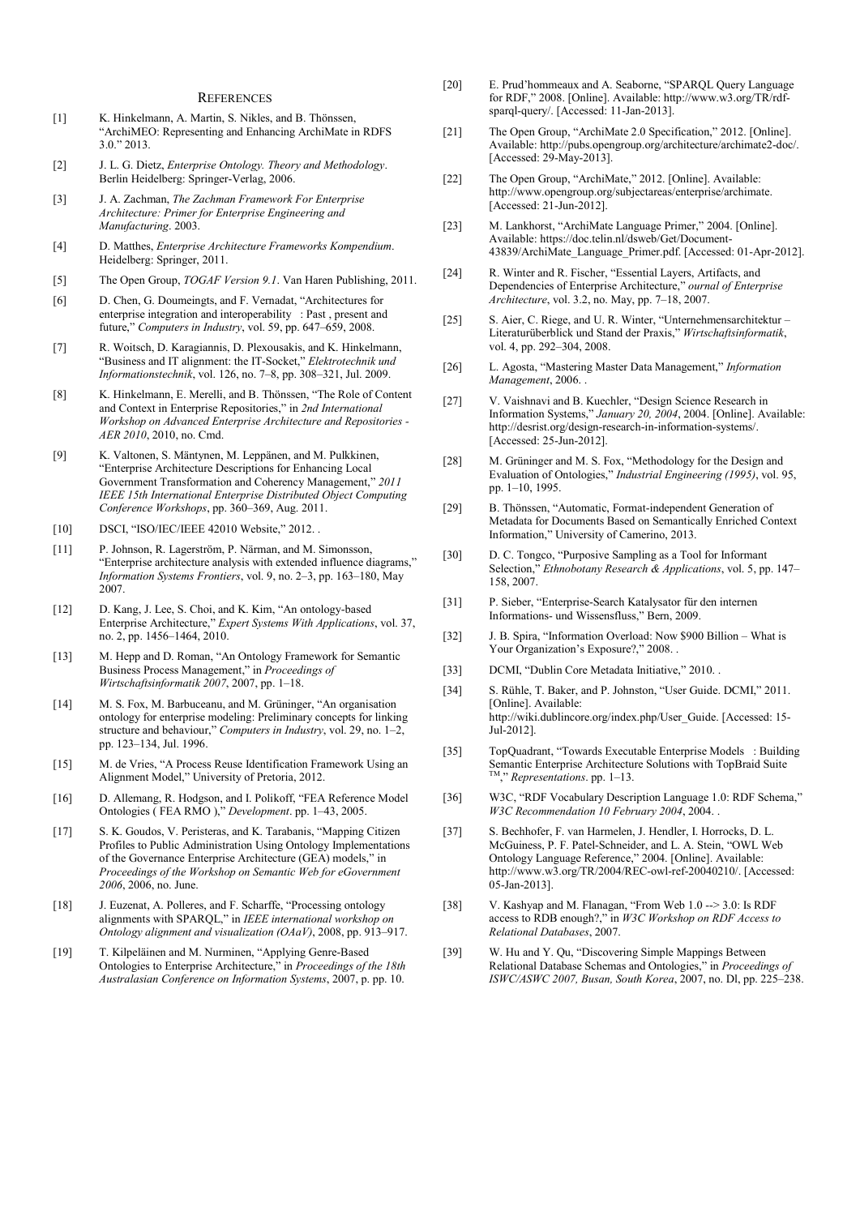## REFERENCES

[1] K. Hinkelmann, A. Martin, S. Nikles, and B. Thönssen, "ArchiMEO: Representing and Enhancing ArchiMate in RDFS 3.0." 2013.

[2] J. L. G. Dietz, *Enterprise Ontology. Theory and Methodology*. Berlin Heidelberg: Springer-Verlag, 2006.

[3] J. A. Zachman, *The Zachman Framework For Enterprise Architecture: Primer for Enterprise Engineering and Manufacturing*. 2003.

[4] D. Matthes, *Enterprise Architecture Frameworks Kompendium*. Heidelberg: Springer, 2011.

[5] The Open Group, *TOGAF Version 9.1*. Van Haren Publishing, 2011.

[6] D. Chen, G. Doumeingts, and F. Vernadat, "Architectures for enterprise integration and interoperability : Past , present and future," *Computers in Industry*, vol. 59, pp. 647–659, 2008.

[7] R. Woitsch, D. Karagiannis, D. Plexousakis, and K. Hinkelmann, "Business and IT alignment: the IT-Socket," *Elektrotechnik und Informationstechnik*, vol. 126, no. 7–8, pp. 308–321, Jul. 2009.

[8] K. Hinkelmann, E. Merelli, and B. Thönssen, "The Role of Content and Context in Enterprise Repositories," in *2nd International Workshop on Advanced Enterprise Architecture and Repositories - AER 2010*, 2010, no. Cmd.

[9] K. Valtonen, S. Mäntynen, M. Leppänen, and M. Pulkkinen, "Enterprise Architecture Descriptions for Enhancing Local Government Transformation and Coherency Management," *2011 IEEE 15th International Enterprise Distributed Object Computing Conference Workshops*, pp. 360–369, Aug. 2011.

[10] DSCI, "ISO/IEC/IEEE 42010 Website," 2012. .

[11] P. Johnson, R. Lagerström, P. Närman, and M. Simonsson, "Enterprise architecture analysis with extended influence diagrams," *Information Systems Frontiers*, vol. 9, no. 2–3, pp. 163–180, May 2007.

[12] D. Kang, J. Lee, S. Choi, and K. Kim, "An ontology-based Enterprise Architecture," *Expert Systems With Applications*, vol. 37, no. 2, pp. 1456–1464, 2010.

[13] M. Hepp and D. Roman, "An Ontology Framework for Semantic Business Process Management," in *Proceedings of Wirtschaftsinformatik 2007*, 2007, pp. 1–18.

[14] M. S. Fox, M. Barbuceanu, and M. Grüninger, "An organisation ontology for enterprise modeling: Preliminary concepts for linking structure and behaviour," *Computers in Industry*, vol. 29, no. 1–2, pp. 123–134, Jul. 1996.

[15] M. de Vries, "A Process Reuse Identification Framework Using an Alignment Model," University of Pretoria, 2012.

[16] D. Allemang, R. Hodgson, and I. Polikoff, "FEA Reference Model Ontologies ( FEA RMO )," *Development*. pp. 1–43, 2005.

[17] S. K. Goudos, V. Peristeras, and K. Tarabanis, "Mapping Citizen Profiles to Public Administration Using Ontology Implementations of the Governance Enterprise Architecture (GEA) models," in *Proceedings of the Workshop on Semantic Web for eGovernment 2006*, 2006, no. June.

[18] J. Euzenat, A. Polleres, and F. Scharffe, "Processing ontology alignments with SPARQL," in *IEEE international workshop on Ontology alignment and visualization (OAaV)*, 2008, pp. 913–917.

[19] T. Kilpeläinen and M. Nurminen, "Applying Genre-Based Ontologies to Enterprise Architecture," in *Proceedings of the 18th Australasian Conference on Information Systems*, 2007, p. pp. 10.

[20] E. Prud'hommeaux and A. Seaborne, "SPARQL Query Language for RDF," 2008. [Online]. Available: http://www.w3.org/TR/rdf-sparql-query/. [Accessed: 11-Jan-2013].

[21] The Open Group, "ArchiMate 2.0 Specification," 2012. [Online]. Available: http://pubs.opengroup.org/architecture/archimate2-doc/. [Accessed: 29-May-2013].

[22] The Open Group, "ArchiMate," 2012. [Online]. Available: http://www.opengroup.org/subjectareas/enterprise/archimate. [Accessed: 21-Jun-2012].

[23] M. Lankhorst, "ArchiMate Language Primer," 2004. [Online]. Available: https://doc.telin.nl/dsweb/Get/Document-43839/ArchiMate_Language_Primer.pdf. [Accessed: 01-Apr-2012].

[24] R. Winter and R. Fischer, "Essential Layers, Artifacts, and Dependencies of Enterprise Architecture," *ournal of Enterprise Architecture*, vol. 3.2, no. May, pp. 7–18, 2007.

[25] S. Aier, C. Riege, and U. R. Winter, "Unternehmensarchitektur – Literaturüberblick und Stand der Praxis," *Wirtschaftsinformatik*, vol. 4, pp. 292–304, 2008.

[26] L. Agosta, "Mastering Master Data Management," *Information Management*, 2006. .

[27] V. Vaishnavi and B. Kuechler, "Design Science Research in Information Systems," *January 20, 2004*, 2004. [Online]. Available: http://desrist.org/design-research-in-information-systems/. [Accessed: 25-Jun-2012].

[28] M. Grüninger and M. S. Fox, "Methodology for the Design and Evaluation of Ontologies," *Industrial Engineering (1995)*, vol. 95, pp. 1–10, 1995.

[29] B. Thönssen, "Automatic, Format-independent Generation of Metadata for Documents Based on Semantically Enriched Context Information," University of Camerino, 2013.

[30] D. C. Tongco, "Purposive Sampling as a Tool for Informant Selection," *Ethnobotany Research & Applications*, vol. 5, pp. 147–158, 2007.

[31] P. Sieber, "Enterprise-Search Katalysator für den internen Informations- und Wissensfluss," Bern, 2009.

[32] J. B. Spira, "Information Overload: Now $900 Billion – What is Your Organization's Exposure?," 2008. .

[33] DCMI, "Dublin Core Metadata Initiative," 2010. .

[34] S. Rühle, T. Baker, and P. Johnston, "User Guide. DCMI," 2011. [Online]. Available: http://wiki.dublincore.org/index.php/User_Guide. [Accessed: 15-Jul-2012].

[35] TopQuadrant, "Towards Executable Enterprise Models : Building Semantic Enterprise Architecture Solutions with TopBraid Suite ™," *Representations*. pp. 1–13.

[36] W3C, "RDF Vocabulary Description Language 1.0: RDF Schema," *W3C Recommendation 10 February 2004*, 2004. .

[37] S. Bechhofer, F. van Harmelen, J. Hendler, I. Horrocks, D. L. McGuiness, P. F. Patel-Schneider, and L. A. Stein, "OWL Web Ontology Language Reference," 2004. [Online]. Available: http://www.w3.org/TR/2004/REC-owl-ref-20040210/. [Accessed: 05-Jan-2013].

[38] V. Kashyap and M. Flanagan, "From Web 1.0 --> 3.0: Is RDF access to RDB enough?," in *W3C Workshop on RDF Access to Relational Databases*, 2007.

[39] W. Hu and Y. Qu, "Discovering Simple Mappings Between Relational Database Schemas and Ontologies," in *Proceedings of ISWC/ASWC 2007, Busan, South Korea*, 2007, no. Dl, pp. 225–238.